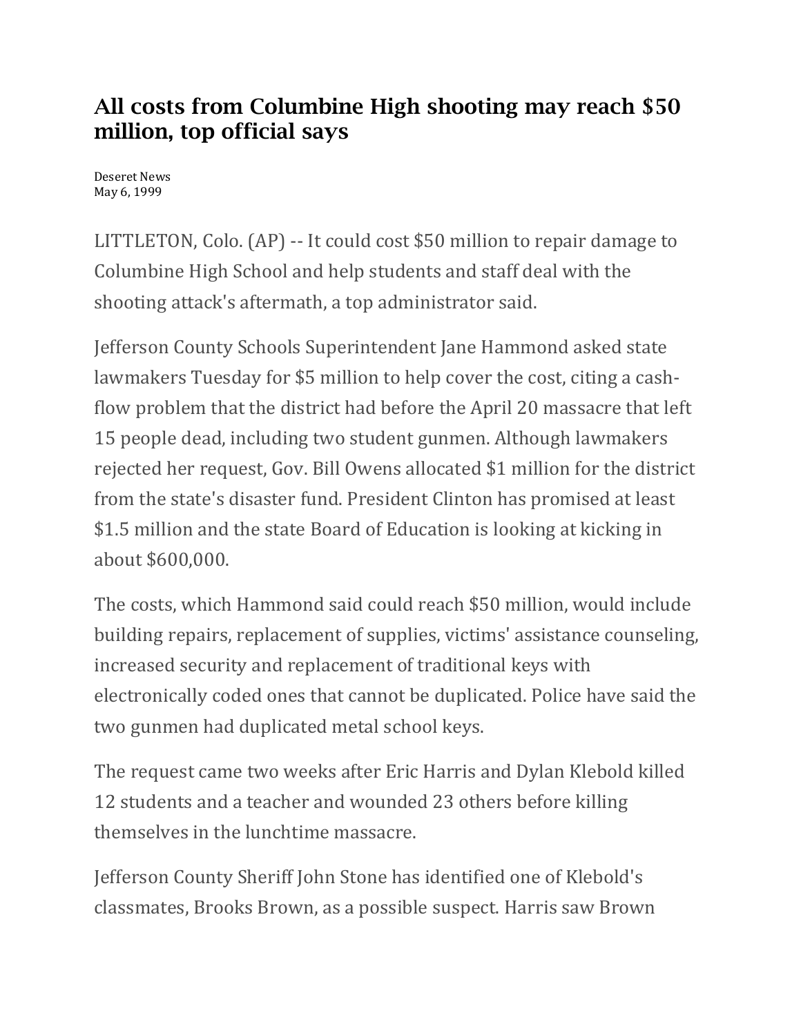# All costs from Columbine High shooting may reach $50 million, top official says

Deseret News
May 6, 1999

LITTLETON, Colo. (AP) -- It could cost $50 million to repair damage to Columbine High School and help students and staff deal with the shooting attack's aftermath, a top administrator said.

Jefferson County Schools Superintendent Jane Hammond asked state lawmakers Tuesday for $5 million to help cover the cost, citing a cash-flow problem that the district had before the April 20 massacre that left 15 people dead, including two student gunmen. Although lawmakers rejected her request, Gov. Bill Owens allocated $1 million for the district from the state's disaster fund. President Clinton has promised at least $1.5 million and the state Board of Education is looking at kicking in about $600,000.

The costs, which Hammond said could reach $50 million, would include building repairs, replacement of supplies, victims' assistance counseling, increased security and replacement of traditional keys with electronically coded ones that cannot be duplicated. Police have said the two gunmen had duplicated metal school keys.

The request came two weeks after Eric Harris and Dylan Klebold killed 12 students and a teacher and wounded 23 others before killing themselves in the lunchtime massacre.

Jefferson County Sheriff John Stone has identified one of Klebold's classmates, Brooks Brown, as a possible suspect. Harris saw Brown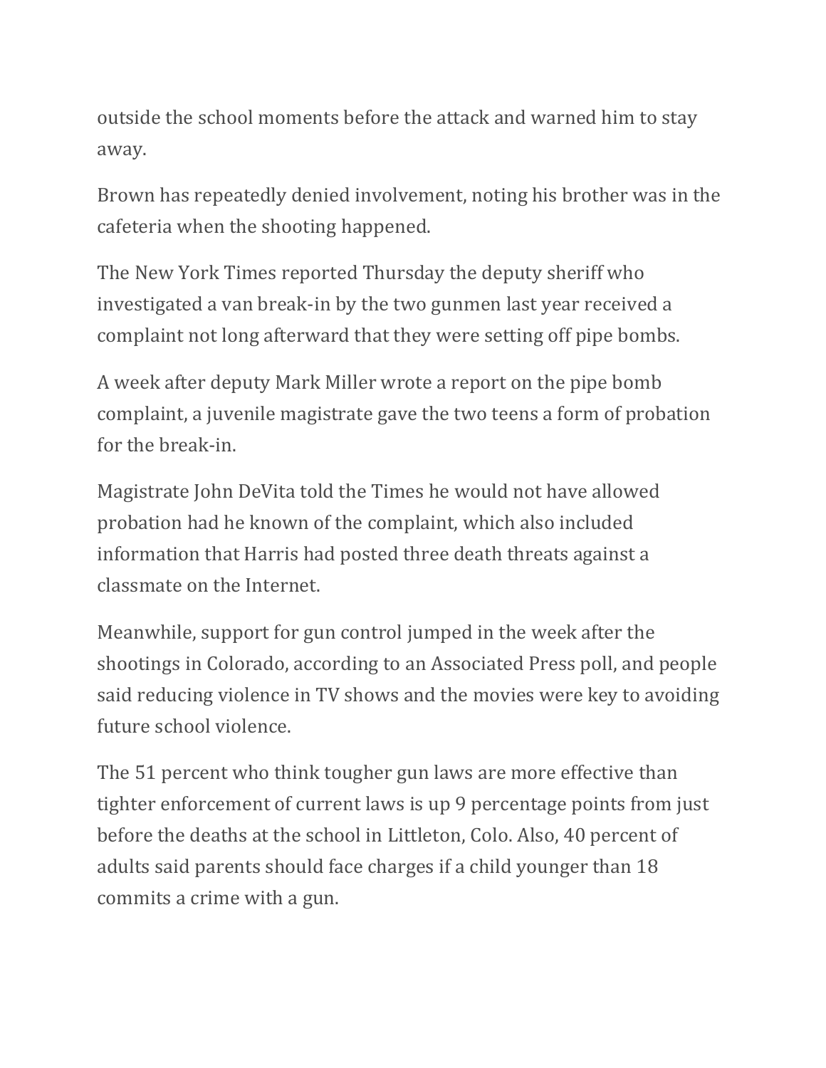outside the school moments before the attack and warned him to stay away.

Brown has repeatedly denied involvement, noting his brother was in the cafeteria when the shooting happened.

The New York Times reported Thursday the deputy sheriff who investigated a van break-in by the two gunmen last year received a complaint not long afterward that they were setting off pipe bombs.

A week after deputy Mark Miller wrote a report on the pipe bomb complaint, a juvenile magistrate gave the two teens a form of probation for the break-in.

Magistrate John DeVita told the Times he would not have allowed probation had he known of the complaint, which also included information that Harris had posted three death threats against a classmate on the Internet.

Meanwhile, support for gun control jumped in the week after the shootings in Colorado, according to an Associated Press poll, and people said reducing violence in TV shows and the movies were key to avoiding future school violence.

The 51 percent who think tougher gun laws are more effective than tighter enforcement of current laws is up 9 percentage points from just before the deaths at the school in Littleton, Colo. Also, 40 percent of adults said parents should face charges if a child younger than 18 commits a crime with a gun.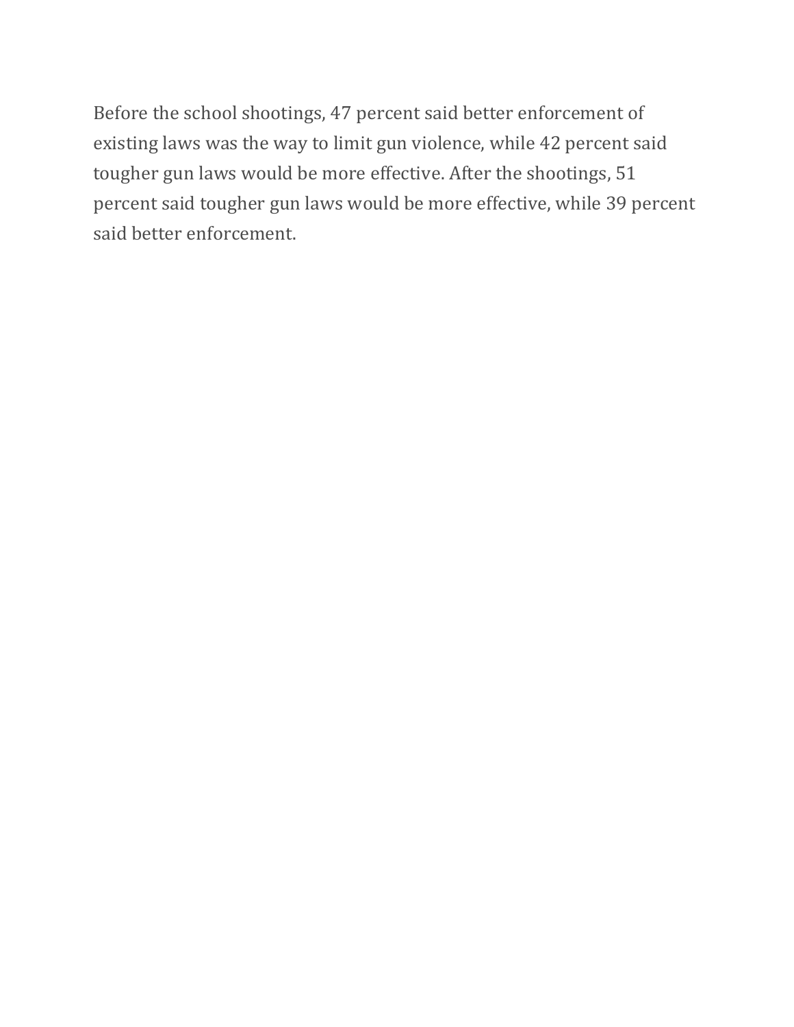Before the school shootings, 47 percent said better enforcement of existing laws was the way to limit gun violence, while 42 percent said tougher gun laws would be more effective. After the shootings, 51 percent said tougher gun laws would be more effective, while 39 percent said better enforcement.